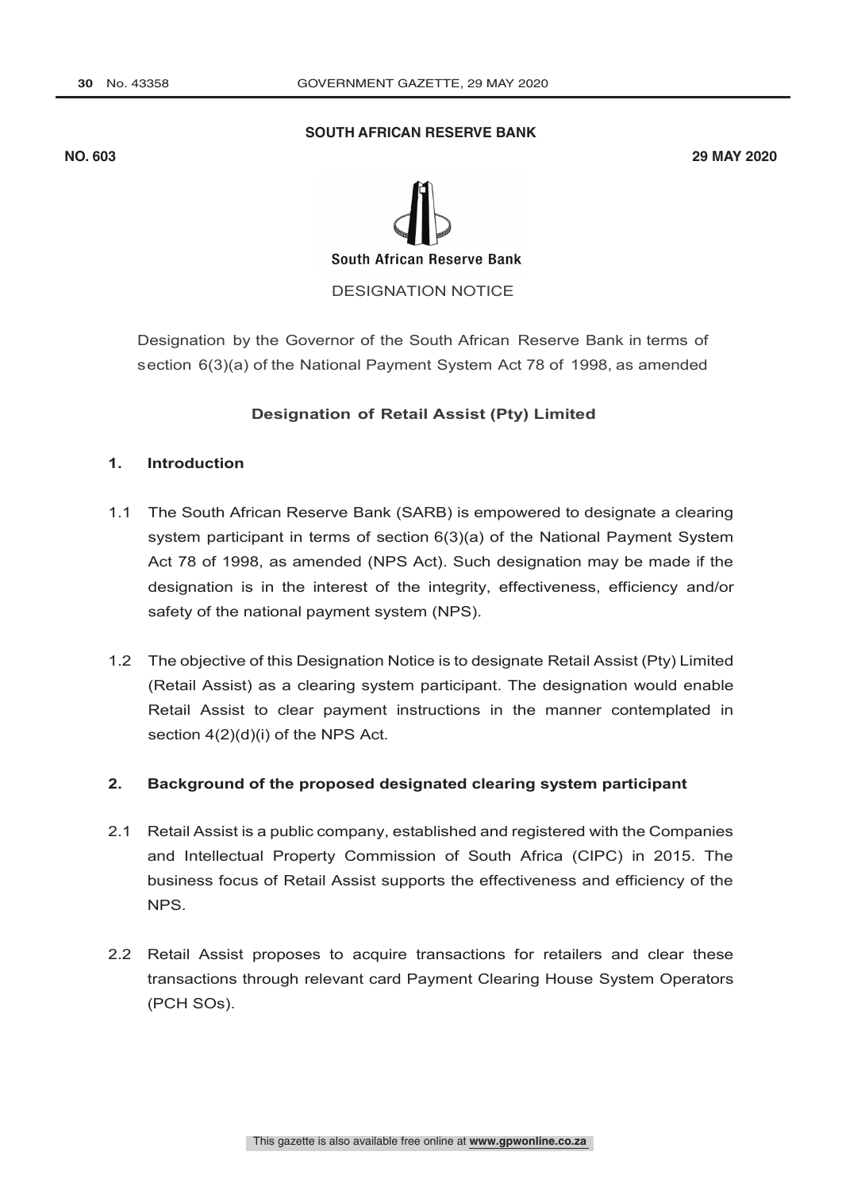**SOUTH AFRICAN RESERVE BANK**

**NO. 603** **29 MAY 2020**

South African Reserve Bank

DESIGNATION NOTICE

Designation by the Governor of the South African Reserve Bank in terms of section 6(3)(a) of the National Payment System Act 78 of 1998, as amended

**Designation of Retail Assist (Pty) Limited**

## 1. Introduction

1.1 The South African Reserve Bank (SARB) is empowered to designate a clearing system participant in terms of section 6(3)(a) of the National Payment System Act 78 of 1998, as amended (NPS Act). Such designation may be made if the designation is in the interest of the integrity, effectiveness, efficiency and/or safety of the national payment system (NPS).

1.2 The objective of this Designation Notice is to designate Retail Assist (Pty) Limited (Retail Assist) as a clearing system participant. The designation would enable Retail Assist to clear payment instructions in the manner contemplated in section 4(2)(d)(i) of the NPS Act.

## 2. Background of the proposed designated clearing system participant

2.1 Retail Assist is a public company, established and registered with the Companies and Intellectual Property Commission of South Africa (CIPC) in 2015. The business focus of Retail Assist supports the effectiveness and efficiency of the NPS.

2.2 Retail Assist proposes to acquire transactions for retailers and clear these transactions through relevant card Payment Clearing House System Operators (PCH SOs).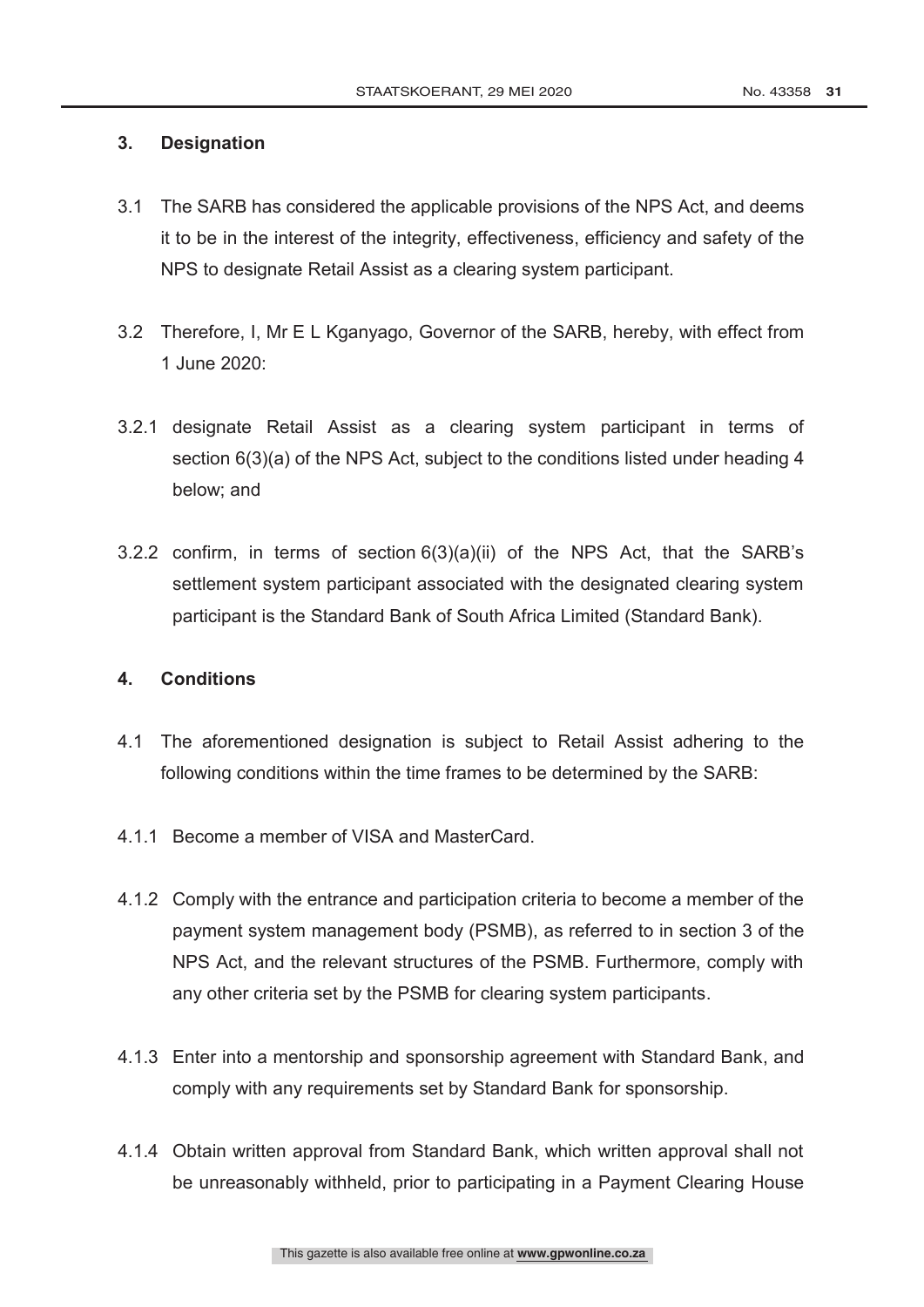## 3. Designation

3.1 The SARB has considered the applicable provisions of the NPS Act, and deems it to be in the interest of the integrity, effectiveness, efficiency and safety of the NPS to designate Retail Assist as a clearing system participant.

3.2 Therefore, I, Mr E L Kganyago, Governor of the SARB, hereby, with effect from 1 June 2020:

3.2.1 designate Retail Assist as a clearing system participant in terms of section 6(3)(a) of the NPS Act, subject to the conditions listed under heading 4 below; and

3.2.2 confirm, in terms of section 6(3)(a)(ii) of the NPS Act, that the SARB's settlement system participant associated with the designated clearing system participant is the Standard Bank of South Africa Limited (Standard Bank).

## 4. Conditions

4.1 The aforementioned designation is subject to Retail Assist adhering to the following conditions within the time frames to be determined by the SARB:

4.1.1 Become a member of VISA and MasterCard.

4.1.2 Comply with the entrance and participation criteria to become a member of the payment system management body (PSMB), as referred to in section 3 of the NPS Act, and the relevant structures of the PSMB. Furthermore, comply with any other criteria set by the PSMB for clearing system participants.

4.1.3 Enter into a mentorship and sponsorship agreement with Standard Bank, and comply with any requirements set by Standard Bank for sponsorship.

4.1.4 Obtain written approval from Standard Bank, which written approval shall not be unreasonably withheld, prior to participating in a Payment Clearing House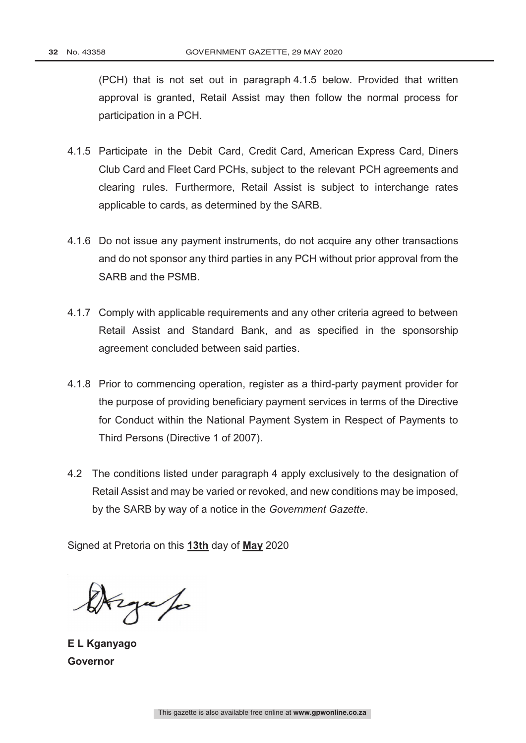(PCH) that is not set out in paragraph 4.1.5 below. Provided that written approval is granted, Retail Assist may then follow the normal process for participation in a PCH.

4.1.5 Participate in the Debit Card, Credit Card, American Express Card, Diners Club Card and Fleet Card PCHs, subject to the relevant PCH agreements and clearing rules. Furthermore, Retail Assist is subject to interchange rates applicable to cards, as determined by the SARB.

4.1.6 Do not issue any payment instruments, do not acquire any other transactions and do not sponsor any third parties in any PCH without prior approval from the SARB and the PSMB.

4.1.7 Comply with applicable requirements and any other criteria agreed to between Retail Assist and Standard Bank, and as specified in the sponsorship agreement concluded between said parties.

4.1.8 Prior to commencing operation, register as a third-party payment provider for the purpose of providing beneficiary payment services in terms of the Directive for Conduct within the National Payment System in Respect of Payments to Third Persons (Directive 1 of 2007).

4.2 The conditions listed under paragraph 4 apply exclusively to the designation of Retail Assist and may be varied or revoked, and new conditions may be imposed, by the SARB by way of a notice in the *Government Gazette*.

Signed at Pretoria on this **13th** day of **May** 2020

**E L Kganyago**
**Governor**